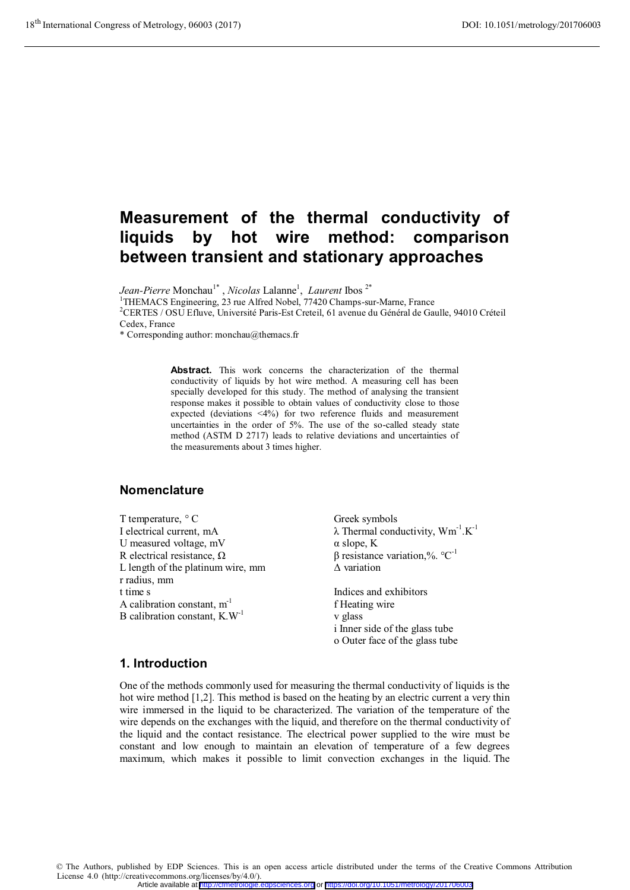# Measurement of the thermal conductivity of liquids by hot wire method: comparison between transient and stationary approaches

*Jean-Pierre* Monchau[1*] , *Nicolas* Lalanne[1], *Laurent* Ibos [2*]

[1]THEMACS Engineering, 23 rue Alfred Nobel, 77420 Champs-sur-Marne, France

[2]CERTES / OSU Efluve, Université Paris-Est Creteil, 61 avenue du Général de Gaulle, 94010 Créteil Cedex, France

\* Corresponding author: monchau@themacs.fr

**Abstract.** This work concerns the characterization of the thermal conductivity of liquids by hot wire method. A measuring cell has been specially developed for this study. The method of analysing the transient response makes it possible to obtain values of conductivity close to those expected (deviations <4%) for two reference fluids and measurement uncertainties in the order of 5%. The use of the so-called steady state method (ASTM D 2717) leads to relative deviations and uncertainties of the measurements about 3 times higher.

## Nomenclature

T temperature, ° C

I electrical current, mA

U measured voltage, mV

R electrical resistance, Ω

L length of the platinum wire, mm

r radius, mm

t time s

A calibration constant, $m^{-1}$

B calibration constant, $K.W^{-1}$

Greek symbols

λ Thermal conductivity, $Wm^{-1}.K^{-1}$

α slope, K

β resistance variation,%. $°C^{-1}$

Δ variation

Indices and exhibitors

f Heating wire

v glass

i Inner side of the glass tube

o Outer face of the glass tube

## 1. Introduction

One of the methods commonly used for measuring the thermal conductivity of liquids is the hot wire method [1,2]. This method is based on the heating by an electric current a very thin wire immersed in the liquid to be characterized. The variation of the temperature of the wire depends on the exchanges with the liquid, and therefore on the thermal conductivity of the liquid and the contact resistance. The electrical power supplied to the wire must be constant and low enough to maintain an elevation of temperature of a few degrees maximum, which makes it possible to limit convection exchanges in the liquid. The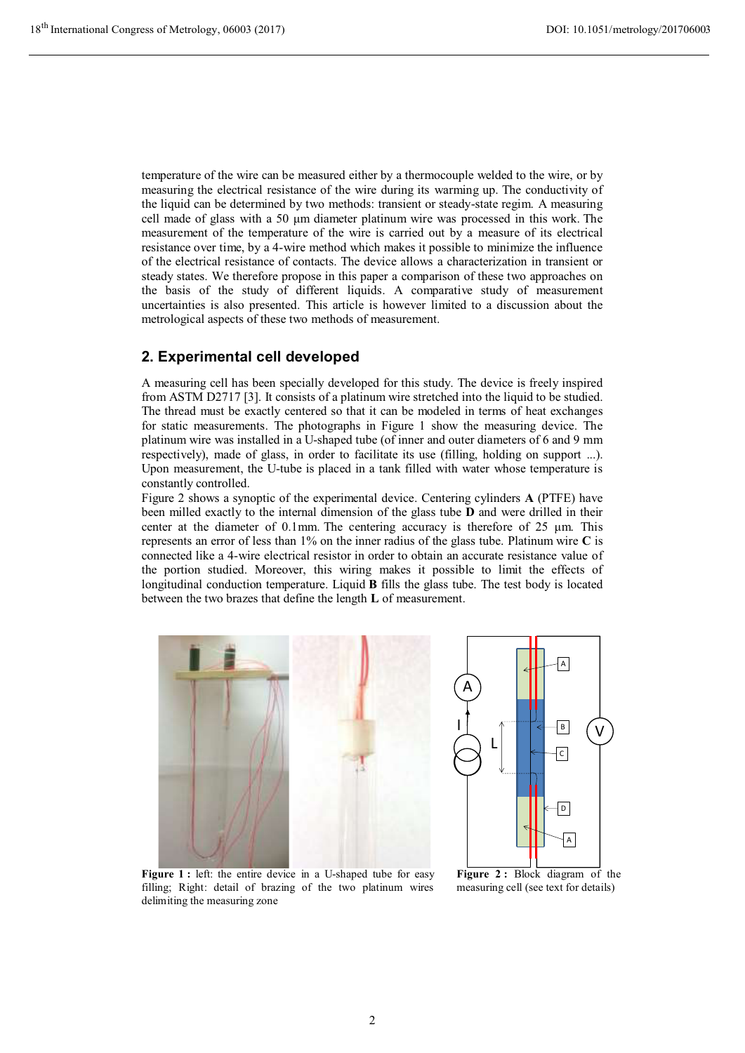temperature of the wire can be measured either by a thermocouple welded to the wire, or by measuring the electrical resistance of the wire during its warming up. The conductivity of the liquid can be determined by two methods: transient or steady-state regim. A measuring cell made of glass with a 50 µm diameter platinum wire was processed in this work. The measurement of the temperature of the wire is carried out by a measure of its electrical resistance over time, by a 4-wire method which makes it possible to minimize the influence of the electrical resistance of contacts. The device allows a characterization in transient or steady states. We therefore propose in this paper a comparison of these two approaches on the basis of the study of different liquids. A comparative study of measurement uncertainties is also presented. This article is however limited to a discussion about the metrological aspects of these two methods of measurement.

## 2. Experimental cell developed

A measuring cell has been specially developed for this study. The device is freely inspired from ASTM D2717 [3]. It consists of a platinum wire stretched into the liquid to be studied. The thread must be exactly centered so that it can be modeled in terms of heat exchanges for static measurements. The photographs in Figure 1 show the measuring device. The platinum wire was installed in a U-shaped tube (of inner and outer diameters of 6 and 9 mm respectively), made of glass, in order to facilitate its use (filling, holding on support ...). Upon measurement, the U-tube is placed in a tank filled with water whose temperature is constantly controlled.

Figure 2 shows a synoptic of the experimental device. Centering cylinders **A** (PTFE) have been milled exactly to the internal dimension of the glass tube **D** and were drilled in their center at the diameter of 0.1mm. The centering accuracy is therefore of 25 µm. This represents an error of less than 1% on the inner radius of the glass tube. Platinum wire **C** is connected like a 4-wire electrical resistor in order to obtain an accurate resistance value of the portion studied. Moreover, this wiring makes it possible to limit the effects of longitudinal conduction temperature. Liquid **B** fills the glass tube. The test body is located between the two brazes that define the length **L** of measurement.

**Figure 1 :** left: the entire device in a U-shaped tube for easy filling; Right: detail of brazing of the two platinum wires delimiting the measuring zone

**Figure 2 :** Block diagram of the measuring cell (see text for details)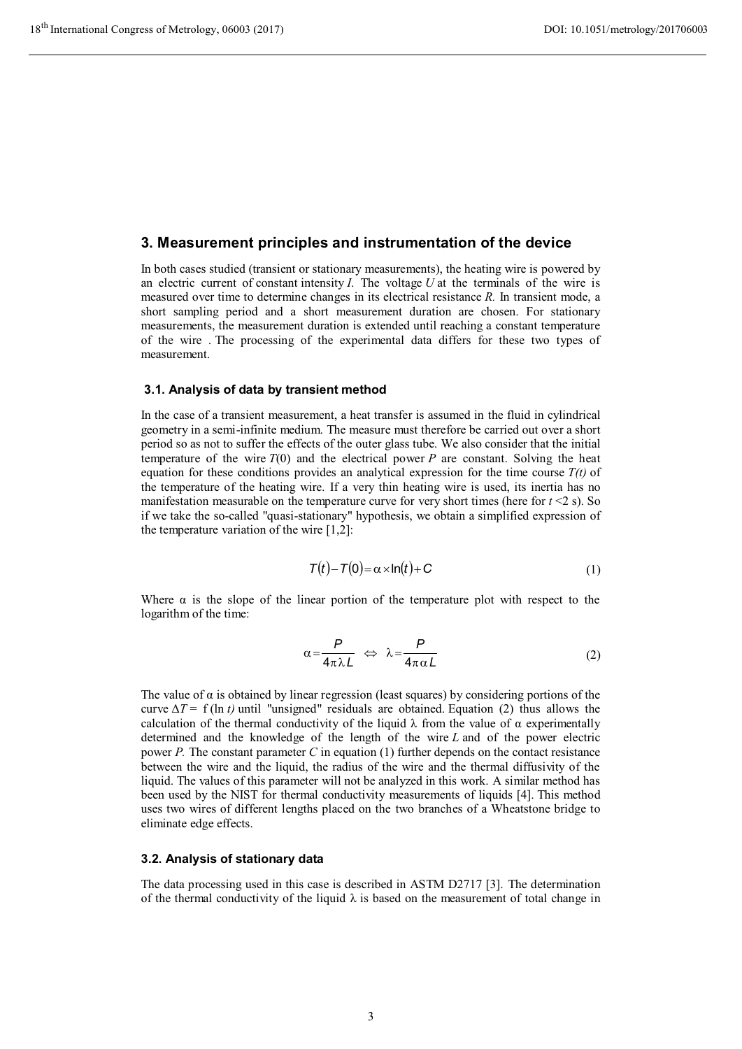## 3. Measurement principles and instrumentation of the device

In both cases studied (transient or stationary measurements), the heating wire is powered by an electric current of constant intensity $I$. The voltage $U$ at the terminals of the wire is measured over time to determine changes in its electrical resistance $R$. In transient mode, a short sampling period and a short measurement duration are chosen. For stationary measurements, the measurement duration is extended until reaching a constant temperature of the wire . The processing of the experimental data differs for these two types of measurement.

### 3.1. Analysis of data by transient method

In the case of a transient measurement, a heat transfer is assumed in the fluid in cylindrical geometry in a semi-infinite medium. The measure must therefore be carried out over a short period so as not to suffer the effects of the outer glass tube. We also consider that the initial temperature of the wire $T(0)$ and the electrical power $P$ are constant. Solving the heat equation for these conditions provides an analytical expression for the time course $T(t)$ of the temperature of the heating wire. If a very thin heating wire is used, its inertia has no manifestation measurable on the temperature curve for very short times (here for $t < 2$ s). So if we take the so-called "quasi-stationary" hypothesis, we obtain a simplified expression of the temperature variation of the wire [1,2]:

$$T(t) - T(0) = \alpha \times \ln(t) + C \tag{1}$$

Where $\alpha$ is the slope of the linear portion of the temperature plot with respect to the logarithm of the time:

$$\alpha = \frac{P}{4\pi\lambda L} \Leftrightarrow \lambda = \frac{P}{4\pi\alpha L} \tag{2}$$

The value of $\alpha$ is obtained by linear regression (least squares) by considering portions of the curve $\Delta T = f(\ln t)$ until "unsigned" residuals are obtained. Equation (2) thus allows the calculation of the thermal conductivity of the liquid $\lambda$ from the value of $\alpha$ experimentally determined and the knowledge of the length of the wire $L$ and of the power electric power $P$. The constant parameter $C$ in equation (1) further depends on the contact resistance between the wire and the liquid, the radius of the wire and the thermal diffusivity of the liquid. The values of this parameter will not be analyzed in this work. A similar method has been used by the NIST for thermal conductivity measurements of liquids [4]. This method uses two wires of different lengths placed on the two branches of a Wheatstone bridge to eliminate edge effects.

### 3.2. Analysis of stationary data

The data processing used in this case is described in ASTM D2717 [3]. The determination of the thermal conductivity of the liquid $\lambda$ is based on the measurement of total change in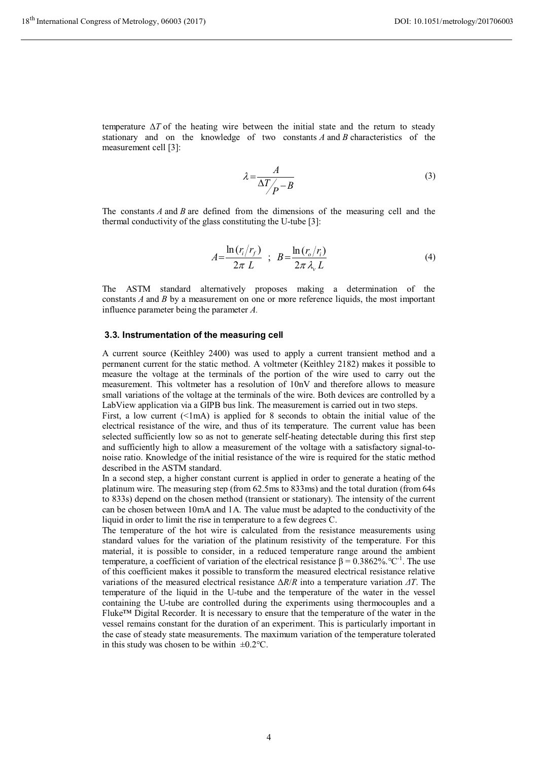temperature $\Delta T$ of the heating wire between the initial state and the return to steady stationary and on the knowledge of two constants $A$ and $B$ characteristics of the measurement cell [3]:

$$\lambda = \frac{A}{\Delta T / P - B} \tag{3}$$

The constants $A$ and $B$ are defined from the dimensions of the measuring cell and the thermal conductivity of the glass constituting the U-tube [3]:

$$A = \frac{\ln(r_i / r_f)}{2\pi\, L} \;\; ; \;\; B = \frac{\ln(r_o / r_i)}{2\pi\, \lambda_v\, L} \tag{4}$$

The ASTM standard alternatively proposes making a determination of the constants $A$ and $B$ by a measurement on one or more reference liquids, the most important influence parameter being the parameter $A$.

### 3.3. Instrumentation of the measuring cell

A current source (Keithley 2400) was used to apply a current transient method and a permanent current for the static method. A voltmeter (Keithley 2182) makes it possible to measure the voltage at the terminals of the portion of the wire used to carry out the measurement. This voltmeter has a resolution of 10nV and therefore allows to measure small variations of the voltage at the terminals of the wire. Both devices are controlled by a LabView application via a GIPB bus link. The measurement is carried out in two steps.

First, a low current (<1mA) is applied for 8 seconds to obtain the initial value of the electrical resistance of the wire, and thus of its temperature. The current value has been selected sufficiently low so as not to generate self-heating detectable during this first step and sufficiently high to allow a measurement of the voltage with a satisfactory signal-to-noise ratio. Knowledge of the initial resistance of the wire is required for the static method described in the ASTM standard.

In a second step, a higher constant current is applied in order to generate a heating of the platinum wire. The measuring step (from 62.5ms to 833ms) and the total duration (from 64s to 833s) depend on the chosen method (transient or stationary). The intensity of the current can be chosen between 10mA and 1A. The value must be adapted to the conductivity of the liquid in order to limit the rise in temperature to a few degrees C.

The temperature of the hot wire is calculated from the resistance measurements using standard values for the variation of the platinum resistivity of the temperature. For this material, it is possible to consider, in a reduced temperature range around the ambient temperature, a coefficient of variation of the electrical resistance $\beta = 0.3862\%.°C^{-1}$. The use of this coefficient makes it possible to transform the measured electrical resistance relative variations of the measured electrical resistance $\Delta R/R$ into a temperature variation $\Delta T$. The temperature of the liquid in the U-tube and the temperature of the water in the vessel containing the U-tube are controlled during the experiments using thermocouples and a Fluke™ Digital Recorder. It is necessary to ensure that the temperature of the water in the vessel remains constant for the duration of an experiment. This is particularly important in the case of steady state measurements. The maximum variation of the temperature tolerated in this study was chosen to be within ±0.2°C.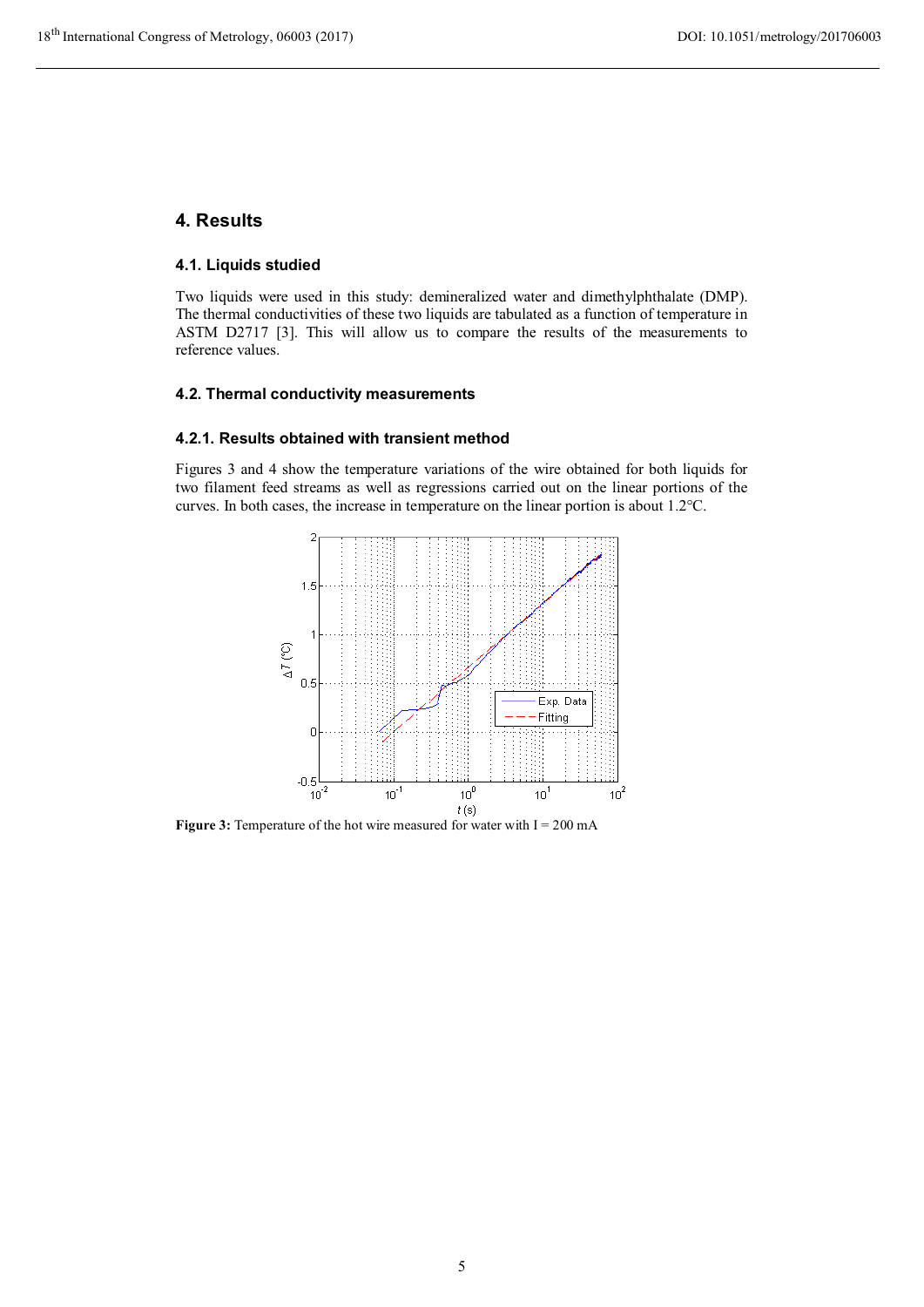## 4. Results

### 4.1. Liquids studied

Two liquids were used in this study: demineralized water and dimethylphthalate (DMP). The thermal conductivities of these two liquids are tabulated as a function of temperature in ASTM D2717 [3]. This will allow us to compare the results of the measurements to reference values.

### 4.2. Thermal conductivity measurements

#### 4.2.1. Results obtained with transient method

Figures 3 and 4 show the temperature variations of the wire obtained for both liquids for two filament feed streams as well as regressions carried out on the linear portions of the curves. In both cases, the increase in temperature on the linear portion is about 1.2°C.

**Figure 3:** Temperature of the hot wire measured for water with I = 200 mA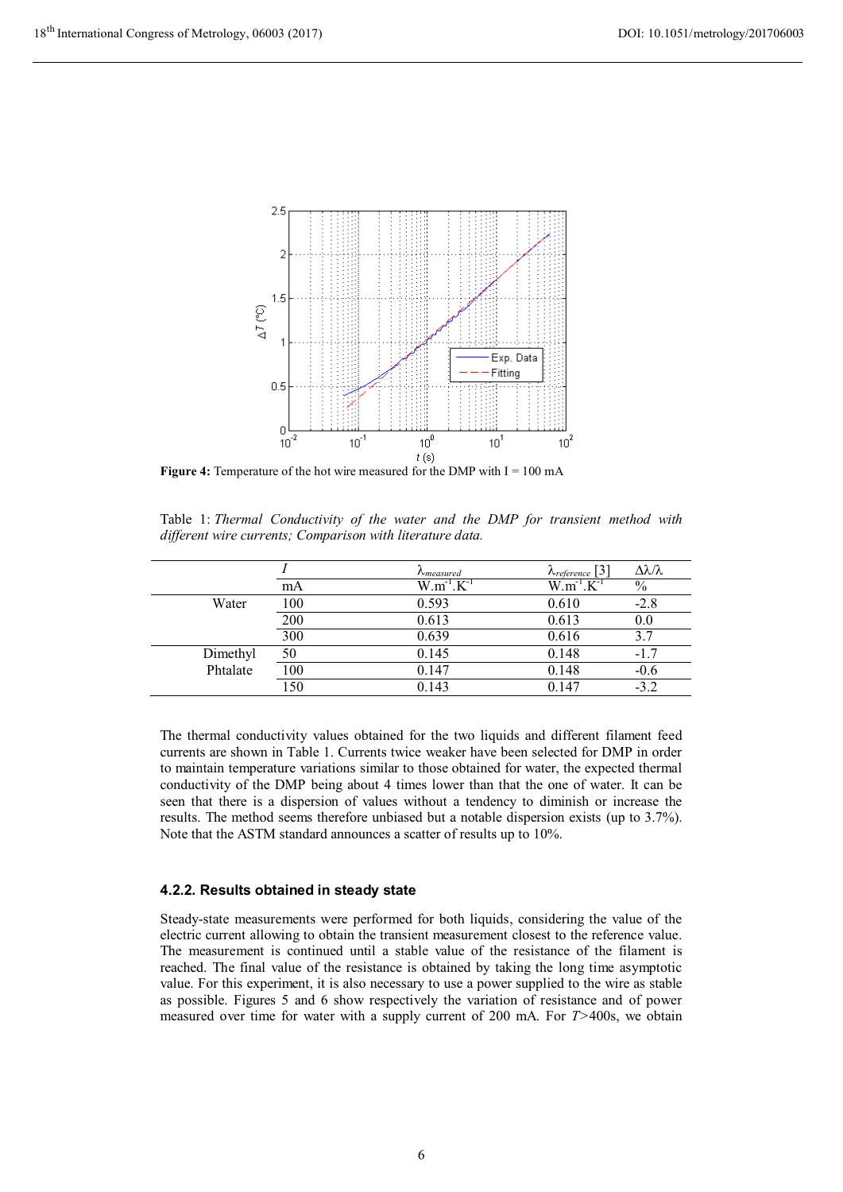**Figure 4:** Temperature of the hot wire measured for the DMP with I = 100 mA

Table 1: *Thermal Conductivity of the water and the DMP for transient method with different wire currents; Comparison with literature data.*

| | $I$ | $\lambda_{measured}$ | $\lambda_{reference}$ [3] | $\Delta\lambda/\lambda$ |
|---|---|---|---|---|
| | mA | $W.m^{-1}.K^{-1}$ | $W.m^{-1}.K^{-1}$ | % |
| Water | 100 | 0.593 | 0.610 | -2.8 |
| | 200 | 0.613 | 0.613 | 0.0 |
| | 300 | 0.639 | 0.616 | 3.7 |
| Dimethyl Phtalate | 50 | 0.145 | 0.148 | -1.7 |
| | 100 | 0.147 | 0.148 | -0.6 |
| | 150 | 0.143 | 0.147 | -3.2 |

The thermal conductivity values obtained for the two liquids and different filament feed currents are shown in Table 1. Currents twice weaker have been selected for DMP in order to maintain temperature variations similar to those obtained for water, the expected thermal conductivity of the DMP being about 4 times lower than that the one of water. It can be seen that there is a dispersion of values without a tendency to diminish or increase the results. The method seems therefore unbiased but a notable dispersion exists (up to 3.7%). Note that the ASTM standard announces a scatter of results up to 10%.

#### 4.2.2. Results obtained in steady state

Steady-state measurements were performed for both liquids, considering the value of the electric current allowing to obtain the transient measurement closest to the reference value. The measurement is continued until a stable value of the resistance of the filament is reached. The final value of the resistance is obtained by taking the long time asymptotic value. For this experiment, it is also necessary to use a power supplied to the wire as stable as possible. Figures 5 and 6 show respectively the variation of resistance and of power measured over time for water with a supply current of 200 mA. For $T$>400s, we obtain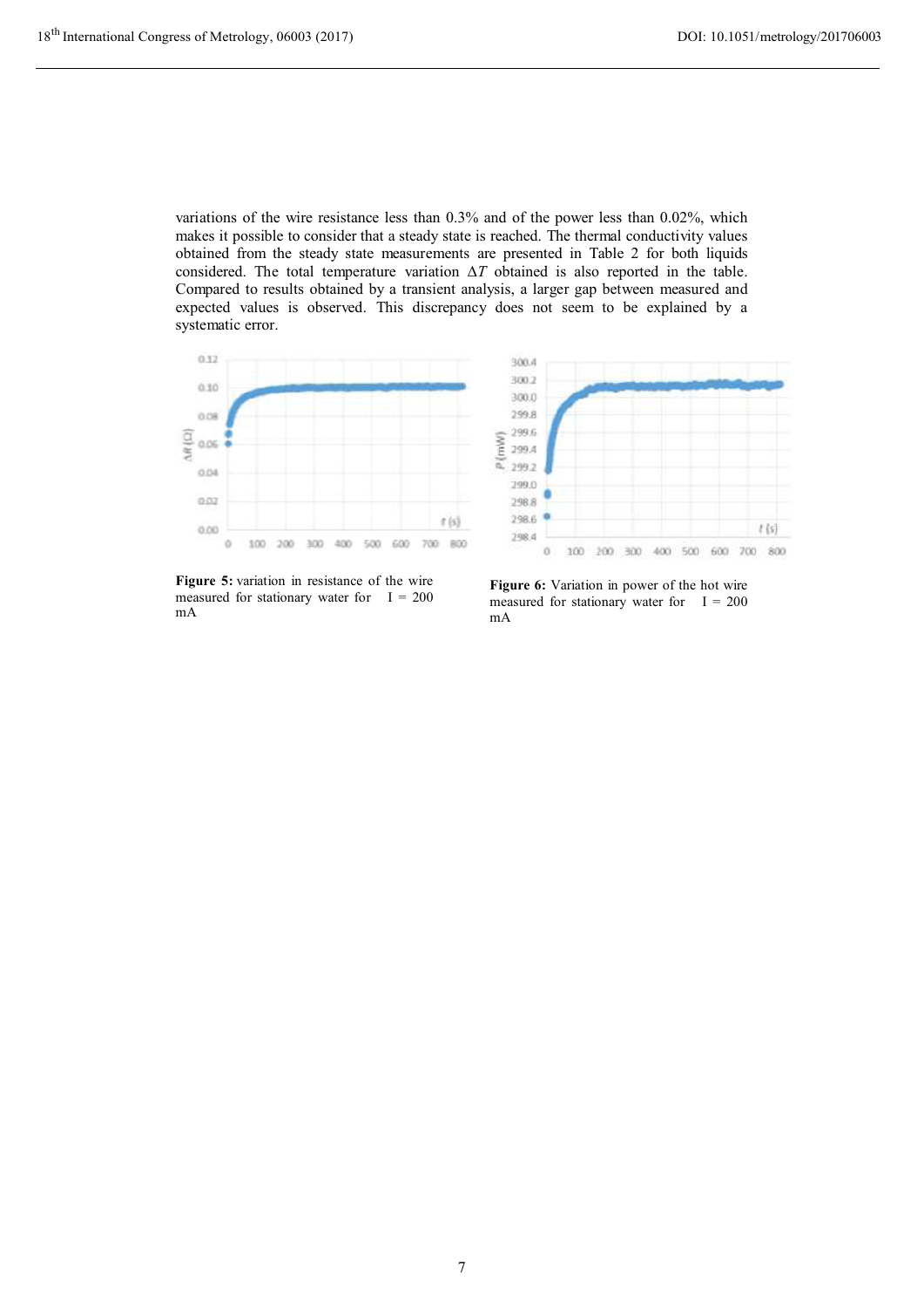variations of the wire resistance less than 0.3% and of the power less than 0.02%, which makes it possible to consider that a steady state is reached. The thermal conductivity values obtained from the steady state measurements are presented in Table 2 for both liquids considered. The total temperature variation $\Delta T$ obtained is also reported in the table. Compared to results obtained by a transient analysis, a larger gap between measured and expected values is observed. This discrepancy does not seem to be explained by a systematic error.

**Figure 5:** variation in resistance of the wire measured for stationary water for I = 200 mA

**Figure 6:** Variation in power of the hot wire measured for stationary water for I = 200 mA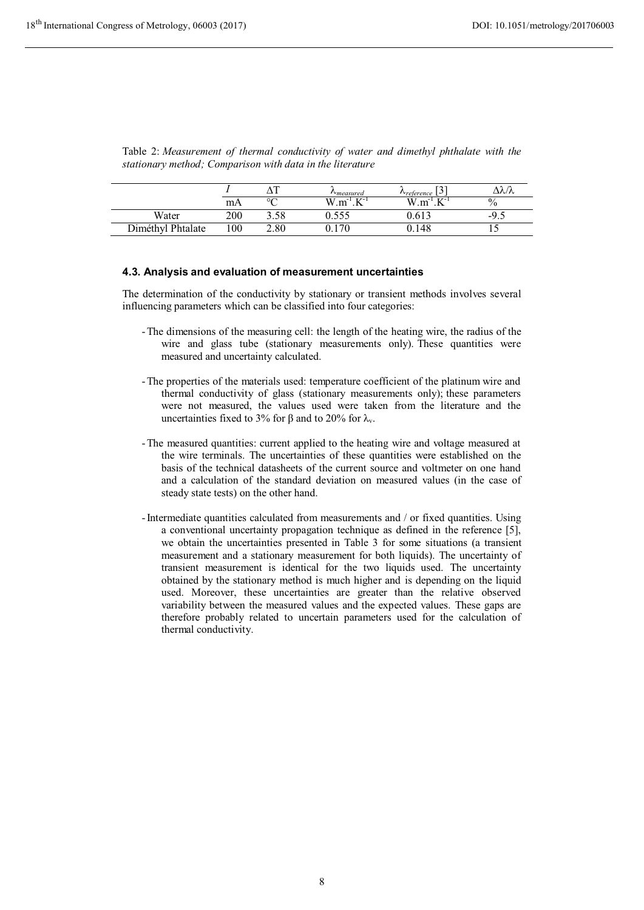Table 2: *Measurement of thermal conductivity of water and dimethyl phthalate with the stationary method; Comparison with data in the literature*

| | $I$ | $\Delta T$ | $\lambda_{measured}$ | $\lambda_{reference}$ [3] | $\Delta\lambda/\lambda$ |
|---|---|---|---|---|---|
| | mA | °C | $W.m^{-1}.K^{-1}$ | $W.m^{-1}.K^{-1}$ | % |
| Water | 200 | 3.58 | 0.555 | 0.613 | -9.5 |
| Diméthyl Phtalate | 100 | 2.80 | 0.170 | 0.148 | 15 |

### 4.3. Analysis and evaluation of measurement uncertainties

The determination of the conductivity by stationary or transient methods involves several influencing parameters which can be classified into four categories:

- The dimensions of the measuring cell: the length of the heating wire, the radius of the wire and glass tube (stationary measurements only). These quantities were measured and uncertainty calculated.

- The properties of the materials used: temperature coefficient of the platinum wire and thermal conductivity of glass (stationary measurements only); these parameters were not measured, the values used were taken from the literature and the uncertainties fixed to 3% for $\beta$ and to 20% for $\lambda_v$.

- The measured quantities: current applied to the heating wire and voltage measured at the wire terminals. The uncertainties of these quantities were established on the basis of the technical datasheets of the current source and voltmeter on one hand and a calculation of the standard deviation on measured values (in the case of steady state tests) on the other hand.

- Intermediate quantities calculated from measurements and / or fixed quantities. Using a conventional uncertainty propagation technique as defined in the reference [5], we obtain the uncertainties presented in Table 3 for some situations (a transient measurement and a stationary measurement for both liquids). The uncertainty of transient measurement is identical for the two liquids used. The uncertainty obtained by the stationary method is much higher and is depending on the liquid used. Moreover, these uncertainties are greater than the relative observed variability between the measured values and the expected values. These gaps are therefore probably related to uncertain parameters used for the calculation of thermal conductivity.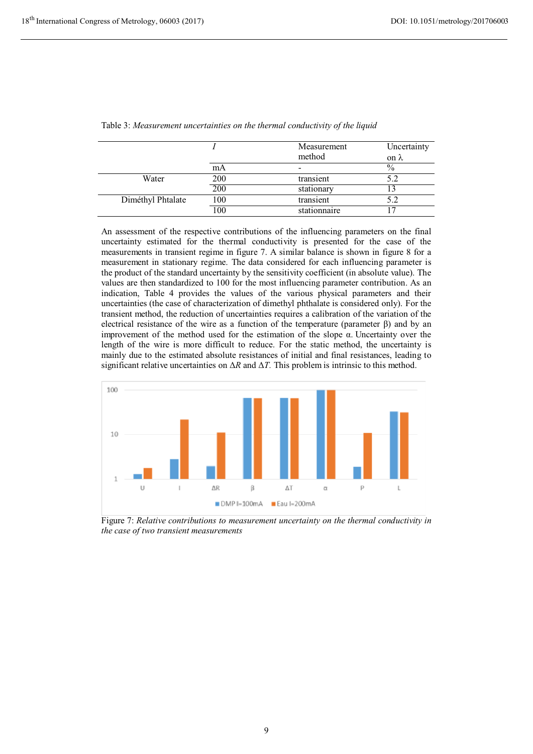Table 3: *Measurement uncertainties on the thermal conductivity of the liquid*

| | *I* | Measurement method | Uncertainty on λ |
|---|---|---|---|
| | mA | - | % |
| Water | 200 | transient | 5.2 |
| | 200 | stationary | 13 |
| Diméthyl Phtalate | 100 | transient | 5.2 |
| | 100 | stationnaire | 17 |

An assessment of the respective contributions of the influencing parameters on the final uncertainty estimated for the thermal conductivity is presented for the case of the measurements in transient regime in figure 7. A similar balance is shown in figure 8 for a measurement in stationary regime. The data considered for each influencing parameter is the product of the standard uncertainty by the sensitivity coefficient (in absolute value). The values are then standardized to 100 for the most influencing parameter contribution. As an indication, Table 4 provides the values of the various physical parameters and their uncertainties (the case of characterization of dimethyl phthalate is considered only). For the transient method, the reduction of uncertainties requires a calibration of the variation of the electrical resistance of the wire as a function of the temperature (parameter β) and by an improvement of the method used for the estimation of the slope α. Uncertainty over the length of the wire is more difficult to reduce. For the static method, the uncertainty is mainly due to the estimated absolute resistances of initial and final resistances, leading to significant relative uncertainties on $\Delta R$ and $\Delta T$. This problem is intrinsic to this method.

Figure 7: *Relative contributions to measurement uncertainty on the thermal conductivity in the case of two transient measurements*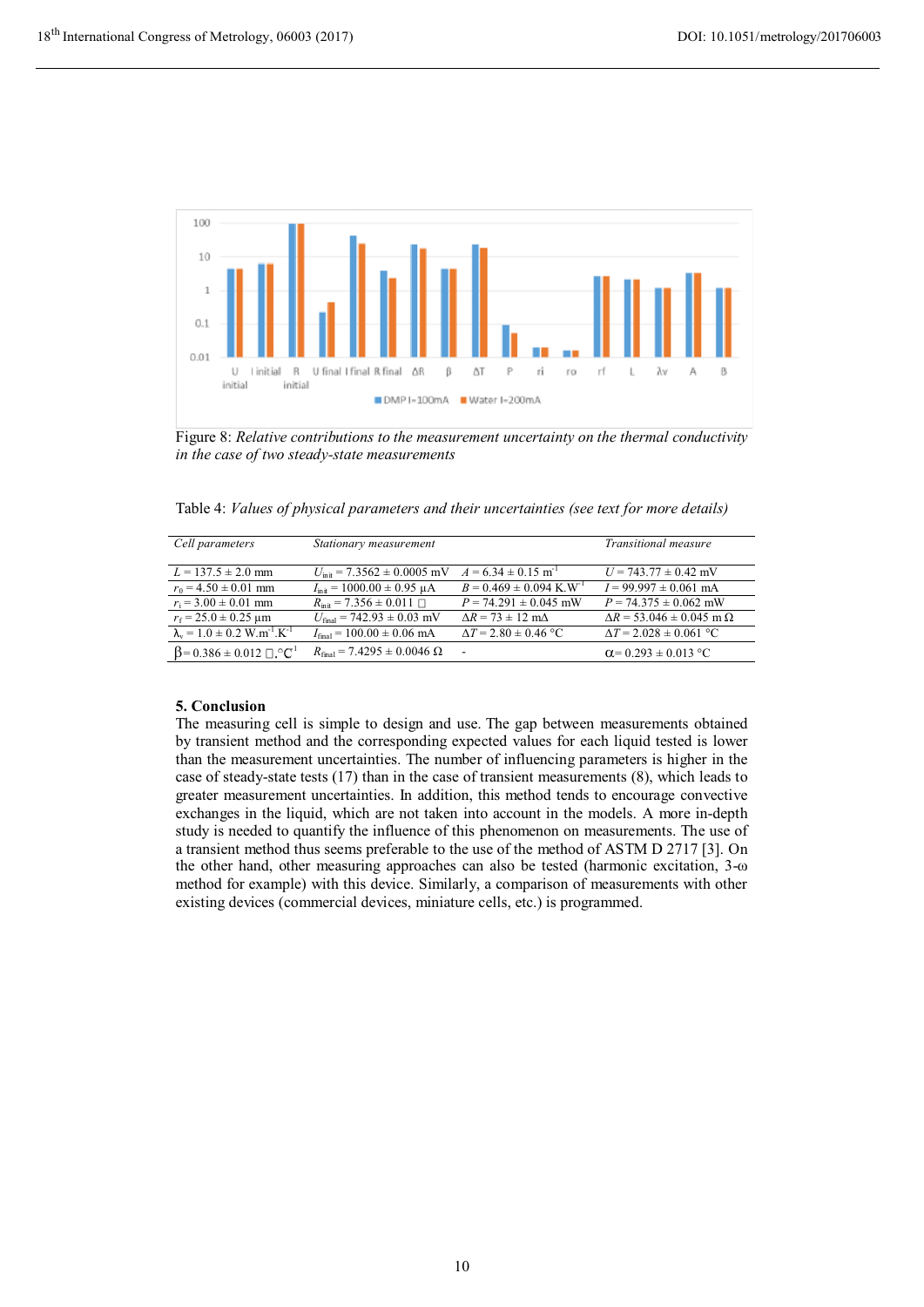Figure 8: *Relative contributions to the measurement uncertainty on the thermal conductivity in the case of two steady-state measurements*

Table 4: *Values of physical parameters and their uncertainties (see text for more details)*

| *Cell parameters* | *Stationary measurement* | | *Transitional measure* |
|---|---|---|---|
| $L = 137.5 \pm 2.0$ mm | $U_{init} = 7.3562 \pm 0.0005$ mV | $A = 6.34 \pm 0.15$ m$^{-1}$ | $U = 743.77 \pm 0.42$ mV |
| $r_0 = 4.50 \pm 0.01$ mm | $I_{init} = 1000.00 \pm 0.95$ µA | $B = 0.469 \pm 0.094$ K.W$^{-1}$ | $I = 99.997 \pm 0.061$ mA |
| $r_i = 3.00 \pm 0.01$ mm | $R_{init} = 7.356 \pm 0.011$ Ω | $P = 74.291 \pm 0.045$ mW | $P = 74.375 \pm 0.062$ mW |
| $r_f = 25.0 \pm 0.25$ µm | $U_{final} = 742.93 \pm 0.03$ mV | $\Delta R = 73 \pm 12$ mΩ | $\Delta R = 53.046 \pm 0.045$ m Ω |
| $\lambda_v = 1.0 \pm 0.2$ W.m$^{-1}$.K$^{-1}$ | $I_{final} = 100.00 \pm 0.06$ mA | $\Delta T = 2.80 \pm 0.46$ °C | $\Delta T = 2.028 \pm 0.061$ °C |
| $\beta = 0.386 \pm 0.012$ Ω.°C$^{-1}$ | $R_{final} = 7.4295 \pm 0.0046$ Ω | - | $\alpha = 0.293 \pm 0.013$ °C |

## 5. Conclusion

The measuring cell is simple to design and use. The gap between measurements obtained by transient method and the corresponding expected values for each liquid tested is lower than the measurement uncertainties. The number of influencing parameters is higher in the case of steady-state tests (17) than in the case of transient measurements (8), which leads to greater measurement uncertainties. In addition, this method tends to encourage convective exchanges in the liquid, which are not taken into account in the models. A more in-depth study is needed to quantify the influence of this phenomenon on measurements. The use of a transient method thus seems preferable to the use of the method of ASTM D 2717 [3]. On the other hand, other measuring approaches can also be tested (harmonic excitation, 3-ω method for example) with this device. Similarly, a comparison of measurements with other existing devices (commercial devices, miniature cells, etc.) is programmed.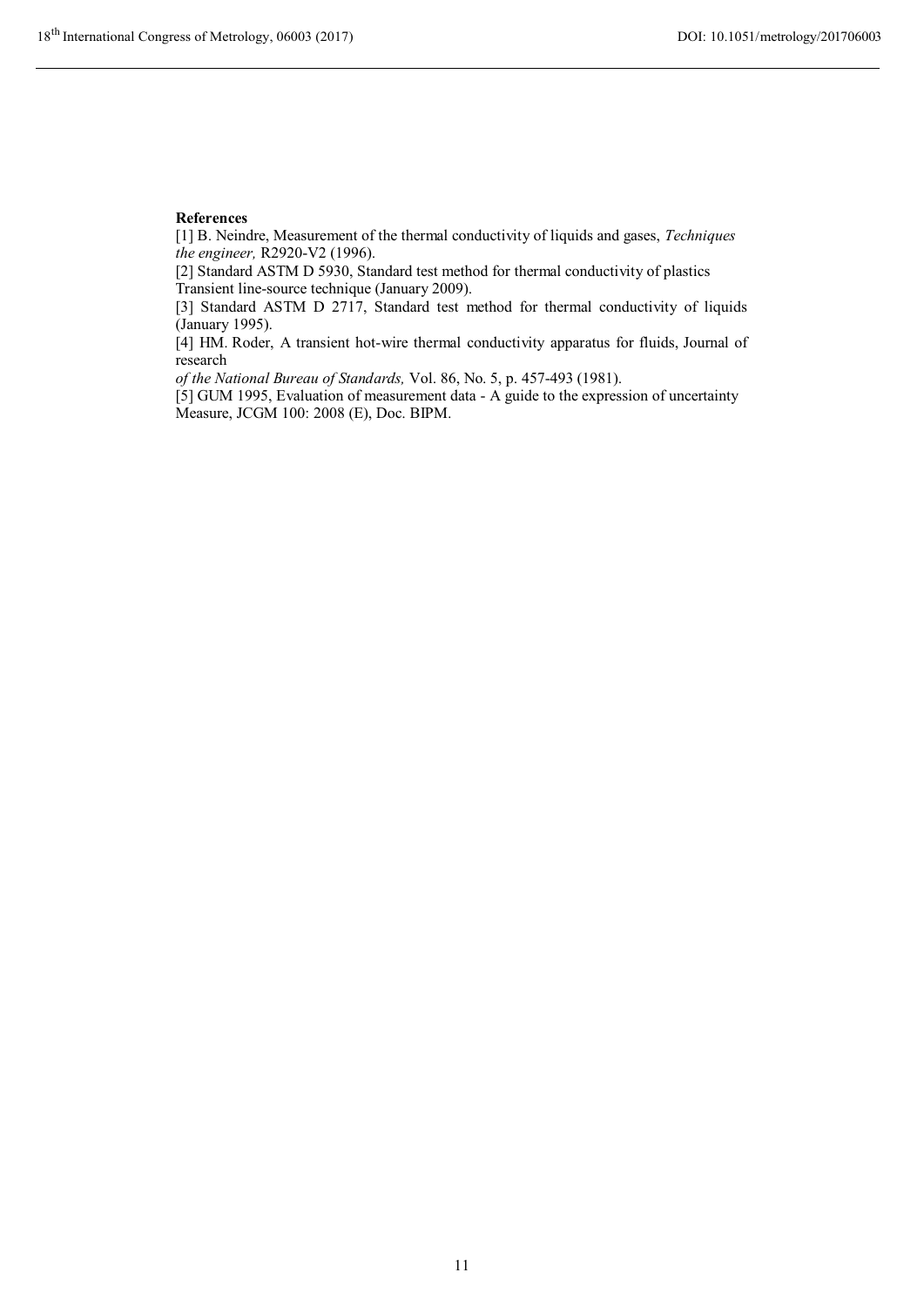**References**

[1] B. Neindre, Measurement of the thermal conductivity of liquids and gases, *Techniques the engineer,* R2920-V2 (1996).

[2] Standard ASTM D 5930, Standard test method for thermal conductivity of plastics Transient line-source technique (January 2009).

[3] Standard ASTM D 2717, Standard test method for thermal conductivity of liquids (January 1995).

[4] HM. Roder, A transient hot-wire thermal conductivity apparatus for fluids, Journal of research *of the National Bureau of Standards,* Vol. 86, No. 5, p. 457-493 (1981).

[5] GUM 1995, Evaluation of measurement data - A guide to the expression of uncertainty Measure, JCGM 100: 2008 (E), Doc. BIPM.